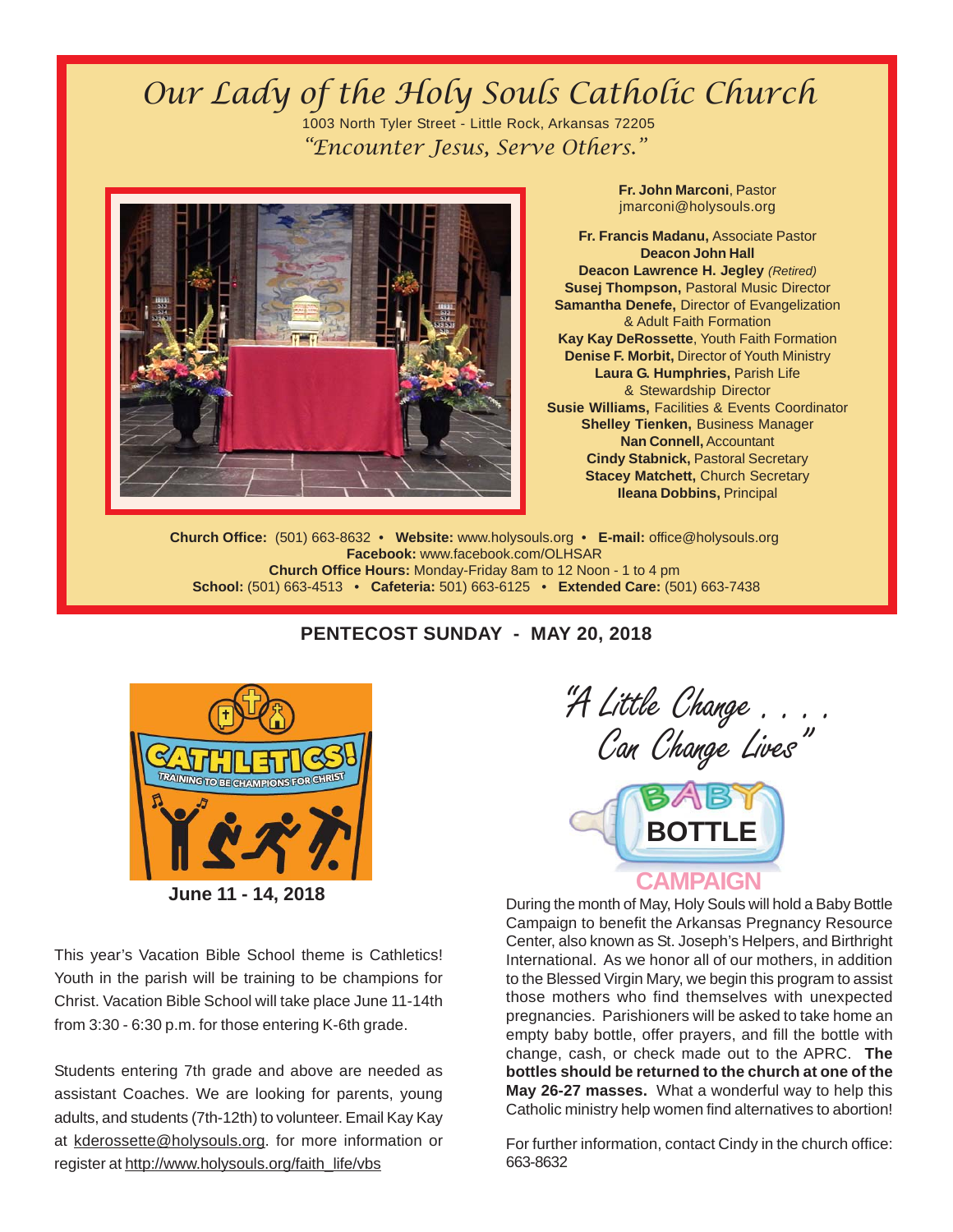# Our Lady of the Holy Souls Catholic Church

1003 North Tyler Street - Little Rock, Arkansas 72205

*"Encounter Jesus, Serve Others."*

**Fr. John Marconi**, Pastor
jmarconi@holysouls.org

**Fr. Francis Madanu,** Associate Pastor
**Deacon John Hall**
**Deacon Lawrence H. Jegley** *(Retired)*
**Susej Thompson,** Pastoral Music Director
**Samantha Denefe,** Director of Evangelization & Adult Faith Formation
**Kay Kay DeRossette**, Youth Faith Formation
**Denise F. Morbit,** Director of Youth Ministry
**Laura G. Humphries,** Parish Life & Stewardship Director
**Susie Williams,** Facilities & Events Coordinator
**Shelley Tienken,** Business Manager
**Nan Connell,** Accountant
**Cindy Stabnick,** Pastoral Secretary
**Stacey Matchett,** Church Secretary
**Ileana Dobbins,** Principal

**Church Office:** (501) 663-8632 • **Website:** www.holysouls.org • **E-mail:** office@holysouls.org
**Facebook:** www.facebook.com/OLHSAR
**Church Office Hours:** Monday-Friday 8am to 12 Noon - 1 to 4 pm
**School:** (501) 663-4513 • **Cafeteria:** 501) 663-6125 • **Extended Care:** (501) 663-7438

## PENTECOST SUNDAY - MAY 20, 2018

### CATHLETICS! Training to be Champions for Christ

**June 11 - 14, 2018**

This year's Vacation Bible School theme is Cathletics! Youth in the parish will be training to be champions for Christ. Vacation Bible School will take place June 11-14th from 3:30 - 6:30 p.m. for those entering K-6th grade.

Students entering 7th grade and above are needed as assistant Coaches. We are looking for parents, young adults, and students (7th-12th) to volunteer. Email Kay Kay at kderossette@holysouls.org. for more information or register at http://www.holysouls.org/faith_life/vbs

### "A Little Change . . . . Can Change Lives"

### BABY BOTTLE CAMPAIGN

During the month of May, Holy Souls will hold a Baby Bottle Campaign to benefit the Arkansas Pregnancy Resource Center, also known as St. Joseph's Helpers, and Birthright International. As we honor all of our mothers, in addition to the Blessed Virgin Mary, we begin this program to assist those mothers who find themselves with unexpected pregnancies. Parishioners will be asked to take home an empty baby bottle, offer prayers, and fill the bottle with change, cash, or check made out to the APRC. **The bottles should be returned to the church at one of the May 26-27 masses.** What a wonderful way to help this Catholic ministry help women find alternatives to abortion!

For further information, contact Cindy in the church office: 663-8632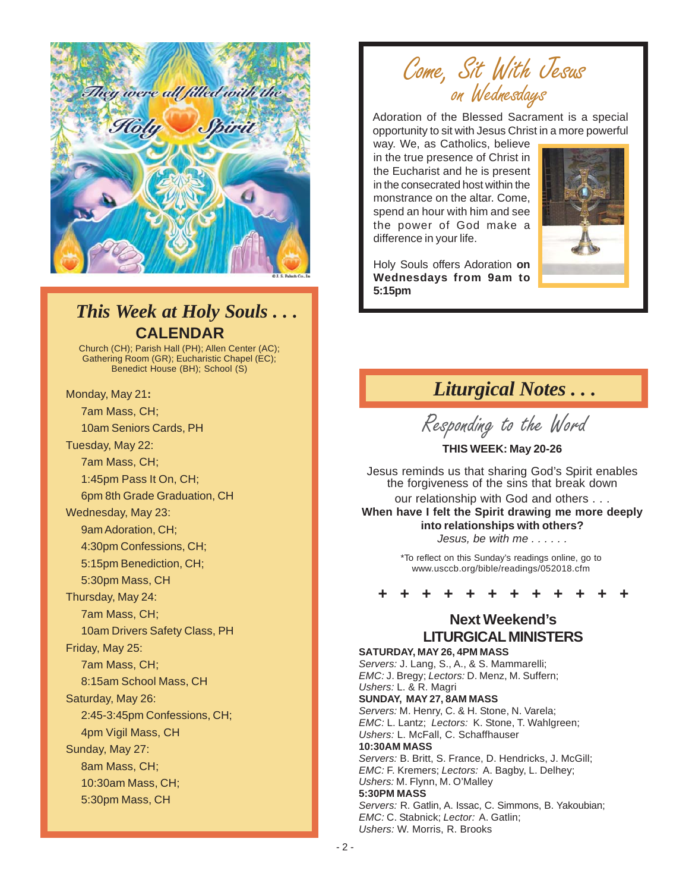## This Week at Holy Souls . . .

### CALENDAR

Church (CH); Parish Hall (PH); Allen Center (AC); Gathering Room (GR); Eucharistic Chapel (EC); Benedict House (BH); School (S)

Monday, May 21**:**
- 7am Mass, CH;
- 10am Seniors Cards, PH

Tuesday, May 22:
- 7am Mass, CH;
- 1:45pm Pass It On, CH;
- 6pm 8th Grade Graduation, CH

Wednesday, May 23:
- 9am Adoration, CH;
- 4:30pm Confessions, CH;
- 5:15pm Benediction, CH;
- 5:30pm Mass, CH

Thursday, May 24:
- 7am Mass, CH;
- 10am Drivers Safety Class, PH

Friday, May 25:
- 7am Mass, CH;
- 8:15am School Mass, CH

Saturday, May 26:
- 2:45-3:45pm Confessions, CH;
- 4pm Vigil Mass, CH

Sunday, May 27:
- 8am Mass, CH;
- 10:30am Mass, CH;
- 5:30pm Mass, CH

## Come, Sit With Jesus on Wednesdays

Adoration of the Blessed Sacrament is a special opportunity to sit with Jesus Christ in a more powerful way. We, as Catholics, believe in the true presence of Christ in the Eucharist and he is present in the consecrated host within the monstrance on the altar. Come, spend an hour with him and see the power of God make a difference in your life.

Holy Souls offers Adoration **on Wednesdays from 9am to 5:15pm**

## Liturgical Notes . . .

### Responding to the Word

**THIS WEEK: May 20-26**

Jesus reminds us that sharing God's Spirit enables the forgiveness of the sins that break down our relationship with God and others . . .

**When have I felt the Spirit drawing me more deeply into relationships with others?**

*Jesus, be with me . . . . . .*

*To reflect on this Sunday's readings online, go to www.usccb.org/bible/readings/052018.cfm

+ + + + + + + + + + + +

### Next Weekend's LITURGICAL MINISTERS

**SATURDAY, MAY 26, 4PM MASS**
*Servers:* J. Lang, S., A., & S. Mammarelli;
*EMC:* J. Bregy; *Lectors:* D. Menz, M. Suffern;
*Ushers:* L. & R. Magri

**SUNDAY, MAY 27, 8AM MASS**
*Servers:* M. Henry, C. & H. Stone, N. Varela;
*EMC:* L. Lantz; *Lectors:* K. Stone, T. Wahlgreen;
*Ushers:* L. McFall, C. Schaffhauser

**10:30AM MASS**
*Servers:* B. Britt, S. France, D. Hendricks, J. McGill;
*EMC:* F. Kremers; *Lectors:* A. Bagby, L. Delhey;
*Ushers:* M. Flynn, M. O'Malley

**5:30PM MASS**
*Servers:* R. Gatlin, A. Issac, C. Simmons, B. Yakoubian;
*EMC:* C. Stabnick; *Lector:* A. Gatlin;
*Ushers:* W. Morris, R. Brooks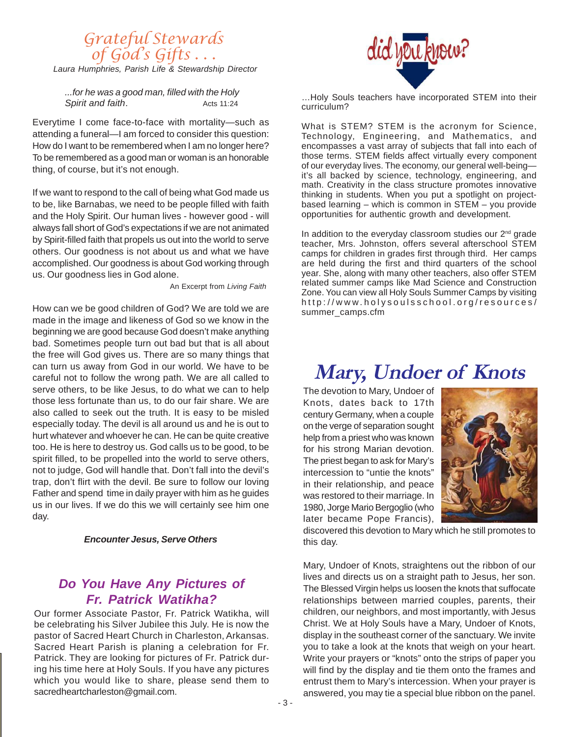# Grateful Stewards of God's Gifts . . .

*Laura Humphries, Parish Life & Stewardship Director*

> *...for he was a good man, filled with the Holy Spirit and faith.* Acts 11:24

Everytime I come face-to-face with mortality—such as attending a funeral—I am forced to consider this question: How do I want to be remembered when I am no longer here? To be remembered as a good man or woman is an honorable thing, of course, but it's not enough.

If we want to respond to the call of being what God made us to be, like Barnabas, we need to be people filled with faith and the Holy Spirit. Our human lives - however good - will always fall short of God's expectations if we are not animated by Spirit-filled faith that propels us out into the world to serve others. Our goodness is not about us and what we have accomplished. Our goodness is about God working through us. Our goodness lies in God alone.

An Excerpt from *Living Faith*

How can we be good children of God? We are told we are made in the image and likeness of God so we know in the beginning we are good because God doesn't make anything bad. Sometimes people turn out bad but that is all about the free will God gives us. There are so many things that can turn us away from God in our world. We have to be careful not to follow the wrong path. We are all called to serve others, to be like Jesus, to do what we can to help those less fortunate than us, to do our fair share. We are also called to seek out the truth. It is easy to be misled especially today. The devil is all around us and he is out to hurt whatever and whoever he can. He can be quite creative too. He is here to destroy us. God calls us to be good, to be spirit filled, to be propelled into the world to serve others, not to judge, God will handle that. Don't fall into the devil's trap, don't flirt with the devil. Be sure to follow our loving Father and spend time in daily prayer with him as he guides us in our lives. If we do this we will certainly see him one day.

***Encounter Jesus, Serve Others***

## Do You Have Any Pictures of Fr. Patrick Watikha?

Our former Associate Pastor, Fr. Patrick Watikha, will be celebrating his Silver Jubilee this July. He is now the pastor of Sacred Heart Church in Charleston, Arkansas. Sacred Heart Parish is planing a celebration for Fr. Patrick. They are looking for pictures of Fr. Patrick during his time here at Holy Souls. If you have any pictures which you would like to share, please send them to sacredheartcharleston@gmail.com.

## did you know?

...Holy Souls teachers have incorporated STEM into their curriculum?

What is STEM? STEM is the acronym for Science, Technology, Engineering, and Mathematics, and encompasses a vast array of subjects that fall into each of those terms. STEM fields affect virtually every component of our everyday lives. The economy, our general well-being—it's all backed by science, technology, engineering, and math. Creativity in the class structure promotes innovative thinking in students. When you put a spotlight on project-based learning – which is common in STEM – you provide opportunities for authentic growth and development.

In addition to the everyday classroom studies our 2nd grade teacher, Mrs. Johnston, offers several afterschool STEM camps for children in grades first through third. Her camps are held during the first and third quarters of the school year. She, along with many other teachers, also offer STEM related summer camps like Mad Science and Construction Zone. You can view all Holy Souls Summer Camps by visiting http://www.holysoulsschool.org/resources/summer_camps.cfm

# Mary, Undoer of Knots

The devotion to Mary, Undoer of Knots, dates back to 17th century Germany, when a couple on the verge of separation sought help from a priest who was known for his strong Marian devotion. The priest began to ask for Mary's intercession to "untie the knots" in their relationship, and peace was restored to their marriage. In 1980, Jorge Mario Bergoglio (who later became Pope Francis), discovered this devotion to Mary which he still promotes to this day.

Mary, Undoer of Knots, straightens out the ribbon of our lives and directs us on a straight path to Jesus, her son. The Blessed Virgin helps us loosen the knots that suffocate relationships between married couples, parents, their children, our neighbors, and most importantly, with Jesus Christ. We at Holy Souls have a Mary, Undoer of Knots, display in the southeast corner of the sanctuary. We invite you to take a look at the knots that weigh on your heart. Write your prayers or "knots" onto the strips of paper you will find by the display and tie them onto the frames and entrust them to Mary's intercession. When your prayer is answered, you may tie a special blue ribbon on the panel.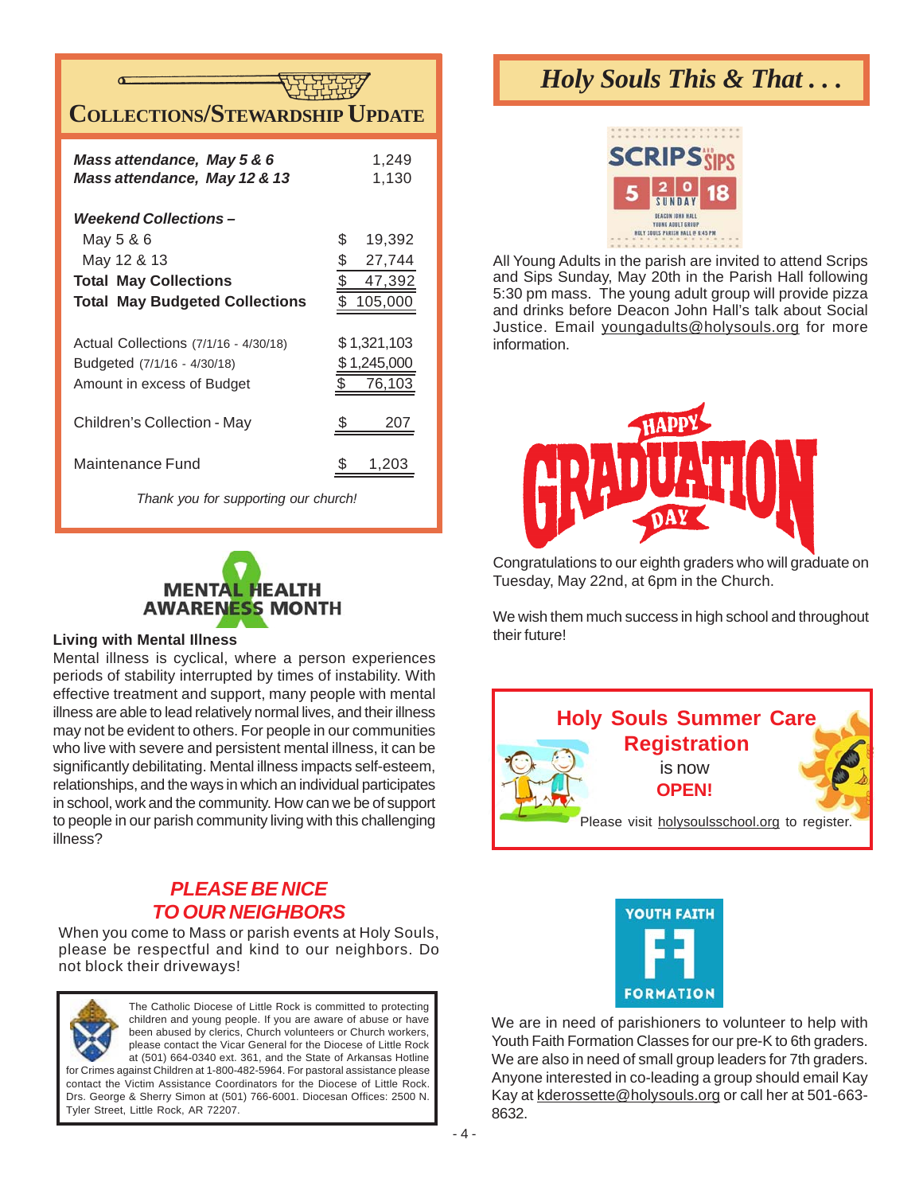## Collections/Stewardship Update

| | |
|---|---|
| ***Mass attendance, May 5 & 6*** | 1,249 |
| ***Mass attendance, May 12 & 13*** | 1,130 |
| ***Weekend Collections –*** | |
| May 5 & 6 | $ 19,392 |
| May 12 & 13 | $ 27,744 |
| **Total May Collections** | $ 47,392 |
| **Total May Budgeted Collections** | $ 105,000 |
| Actual Collections (7/1/16 - 4/30/18) | $ 1,321,103 |
| Budgeted (7/1/16 - 4/30/18) | $ 1,245,000 |
| Amount in excess of Budget | $ 76,103 |
| Children's Collection - May | $ 207 |
| Maintenance Fund | $ 1,203 |

*Thank you for supporting our church!*

MENTAL HEALTH AWARENESS MONTH

**Living with Mental Illness**

Mental illness is cyclical, where a person experiences periods of stability interrupted by times of instability. With effective treatment and support, many people with mental illness are able to lead relatively normal lives, and their illness may not be evident to others. For people in our communities who live with severe and persistent mental illness, it can be significantly debilitating. Mental illness impacts self-esteem, relationships, and the ways in which an individual participates in school, work and the community. How can we be of support to people in our parish community living with this challenging illness?

## *PLEASE BE NICE TO OUR NEIGHBORS*

When you come to Mass or parish events at Holy Souls, please be respectful and kind to our neighbors. Do not block their driveways!

The Catholic Diocese of Little Rock is committed to protecting children and young people. If you are aware of abuse or have been abused by clerics, Church volunteers or Church workers, please contact the Vicar General for the Diocese of Little Rock at (501) 664-0340 ext. 361, and the State of Arkansas Hotline for Crimes against Children at 1-800-482-5964. For pastoral assistance please contact the Victim Assistance Coordinators for the Diocese of Little Rock. Drs. George & Sherry Simon at (501) 766-6001. Diocesan Offices: 2500 N. Tyler Street, Little Rock, AR 72207.

## *Holy Souls This & That . . .*

SCRIPS AND SIPS
5 | 2018 | 18
SUNDAY
DEACON JOHN HALL
YOUNG ADULT GROUP
HOLY SOULS PARISH HALL @ 6:45 PM

All Young Adults in the parish are invited to attend Scrips and Sips Sunday, May 20th in the Parish Hall following 5:30 pm mass. The young adult group will provide pizza and drinks before Deacon John Hall's talk about Social Justice. Email youngadults@holysouls.org for more information.

HAPPY GRADUATION DAY

Congratulations to our eighth graders who will graduate on Tuesday, May 22nd, at 6pm in the Church.

We wish them much success in high school and throughout their future!

**Holy Souls Summer Care Registration**
is now
**OPEN!**

Please visit holysoulsschool.org to register.

YOUTH FAITH FORMATION

We are in need of parishioners to volunteer to help with Youth Faith Formation Classes for our pre-K to 6th graders. We are also in need of small group leaders for 7th graders. Anyone interested in co-leading a group should email Kay Kay at kderossette@holysouls.org or call her at 501-663-8632.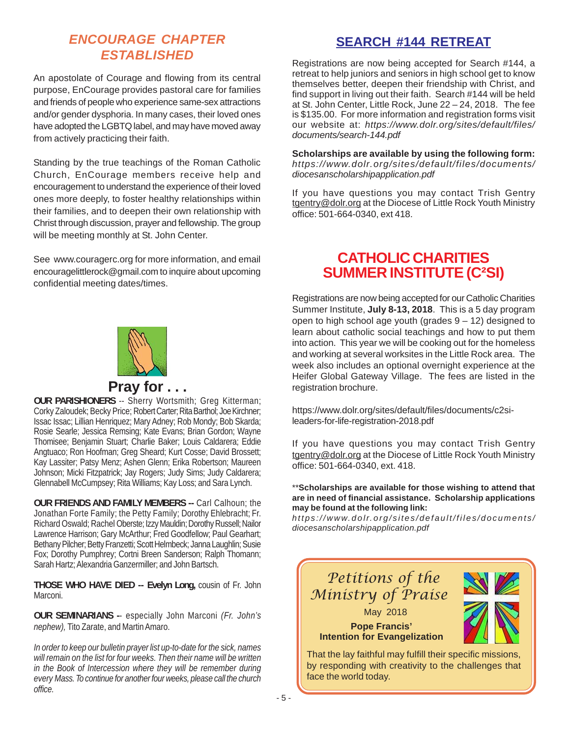## ENCOURAGE CHAPTER ESTABLISHED

An apostolate of Courage and flowing from its central purpose, EnCourage provides pastoral care for families and friends of people who experience same-sex attractions and/or gender dysphoria. In many cases, their loved ones have adopted the LGBTQ label, and may have moved away from actively practicing their faith.

Standing by the true teachings of the Roman Catholic Church, EnCourage members receive help and encouragement to understand the experience of their loved ones more deeply, to foster healthy relationships within their families, and to deepen their own relationship with Christ through discussion, prayer and fellowship. The group will be meeting monthly at St. John Center.

See www.couragerc.org for more information, and email encouragelittlerock@gmail.com to inquire about upcoming confidential meeting dates/times.

## Pray for . . .

**OUR PARISHIONERS** -- Sherry Wortsmith; Greg Kitterman; Corky Zaloudek; Becky Price; Robert Carter; Rita Barthol; Joe Kirchner; Issac Issac; Lillian Henriquez; Mary Adney; Rob Mondy; Bob Skarda; Rosie Searle; Jessica Remsing; Kate Evans; Brian Gordon; Wayne Thomisee; Benjamin Stuart; Charlie Baker; Louis Caldarera; Eddie Angtuaco; Ron Hoofman; Greg Sheard; Kurt Cosse; David Brossett; Kay Lassiter; Patsy Menz; Ashen Glenn; Erika Robertson; Maureen Johnson; Micki Fitzpatrick; Jay Rogers; Judy Sims; Judy Caldarera; Glennabell McCumpsey; Rita Williams; Kay Loss; and Sara Lynch.

**OUR FRIENDS AND FAMILY MEMBERS --** Carl Calhoun; the Jonathan Forte Family; the Petty Family; Dorothy Ehlebracht; Fr. Richard Oswald; Rachel Oberste; Izzy Mauldin; Dorothy Russell; Nailor Lawrence Harrison; Gary McArthur; Fred Goodfellow; Paul Gearhart; Bethany Pilcher; Betty Franzetti; Scott Helmbeck; Janna Laughlin; Susie Fox; Dorothy Pumphrey; Cortni Breen Sanderson; Ralph Thomann; Sarah Hartz; Alexandria Ganzermiller; and John Bartsch.

**THOSE WHO HAVE DIED -- Evelyn Long,** cousin of Fr. John Marconi.

**OUR SEMINARIANS** -- especially John Marconi *(Fr. John's nephew),* Tito Zarate, and Martin Amaro.

*In order to keep our bulletin prayer list up-to-date for the sick, names will remain on the list for four weeks. Then their name will be written in the Book of Intercession where they will be remember during every Mass. To continue for another four weeks, please call the church office.*

## SEARCH #144 RETREAT

Registrations are now being accepted for Search #144, a retreat to help juniors and seniors in high school get to know themselves better, deepen their friendship with Christ, and find support in living out their faith. Search #144 will be held at St. John Center, Little Rock, June 22 – 24, 2018. The fee is $135.00. For more information and registration forms visit our website at: *https://www.dolr.org/sites/default/files/documents/search-144.pdf*

**Scholarships are available by using the following form:** *https://www.dolr.org/sites/default/files/documents/diocesanscholarshipapplication.pdf*

If you have questions you may contact Trish Gentry tgentry@dolr.org at the Diocese of Little Rock Youth Ministry office: 501-664-0340, ext 418.

## CATHOLIC CHARITIES SUMMER INSTITUTE (C²SI)

Registrations are now being accepted for our Catholic Charities Summer Institute, **July 8-13, 2018**. This is a 5 day program open to high school age youth (grades 9 – 12) designed to learn about catholic social teachings and how to put them into action. This year we will be cooking out for the homeless and working at several worksites in the Little Rock area. The week also includes an optional overnight experience at the Heifer Global Gateway Village. The fees are listed in the registration brochure.

https://www.dolr.org/sites/default/files/documents/c2si-leaders-for-life-registration-2018.pdf

If you have questions you may contact Trish Gentry tgentry@dolr.org at the Diocese of Little Rock Youth Ministry office: 501-664-0340, ext. 418.

****Scholarships are available for those wishing to attend that are in need of financial assistance. Scholarship applications may be found at the following link:** *https://www.dolr.org/sites/default/files/documents/diocesanscholarshipapplication.pdf*

### *Petitions of the Ministry of Praise*

May 2018

**Pope Francis' Intention for Evangelization**

That the lay faithful may fulfill their specific missions, by responding with creativity to the challenges that face the world today.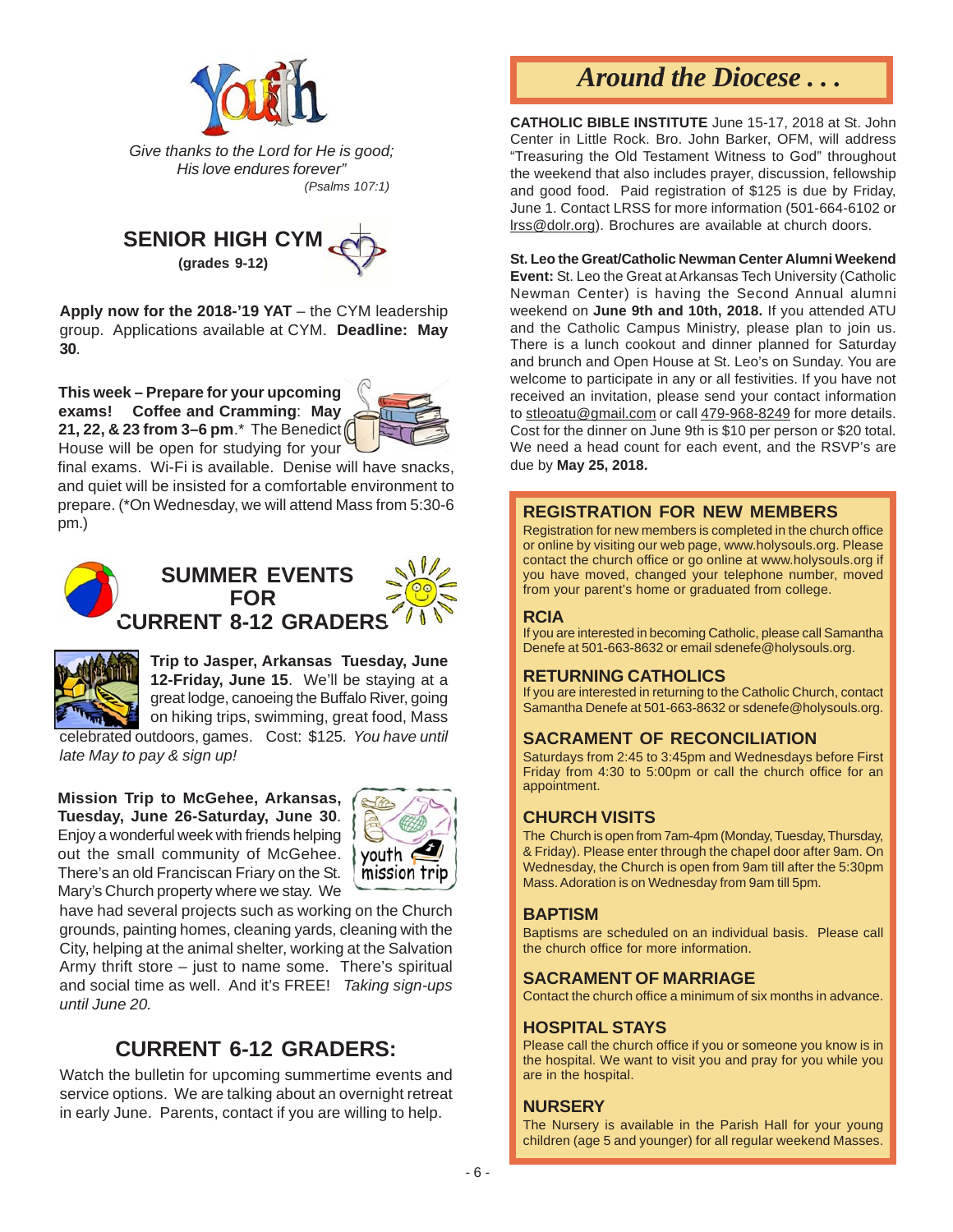# Youth

*Give thanks to the Lord for He is good;*
*His love endures forever"*
*(Psalms 107:1)*

## SENIOR HIGH CYM

**(grades 9-12)**

**Apply now for the 2018-'19 YAT** – the CYM leadership group. Applications available at CYM. **Deadline: May 30**.

**This week – Prepare for your upcoming exams! Coffee and Cramming**: **May 21, 22, & 23 from 3–6 pm**.* The Benedict House will be open for studying for your final exams. Wi-Fi is available. Denise will have snacks, and quiet will be insisted for a comfortable environment to prepare. (*On Wednesday, we will attend Mass from 5:30-6 pm.)

## SUMMER EVENTS FOR CURRENT 8-12 GRADERS

**Trip to Jasper, Arkansas Tuesday, June 12-Friday, June 15**. We'll be staying at a great lodge, canoeing the Buffalo River, going on hiking trips, swimming, great food, Mass celebrated outdoors, games. Cost: $125. *You have until late May to pay & sign up!*

**Mission Trip to McGehee, Arkansas, Tuesday, June 26-Saturday, June 30**. Enjoy a wonderful week with friends helping out the small community of McGehee. There's an old Franciscan Friary on the St. Mary's Church property where we stay. We have had several projects such as working on the Church grounds, painting homes, cleaning yards, cleaning with the City, helping at the animal shelter, working at the Salvation Army thrift store – just to name some. There's spiritual and social time as well. And it's FREE! *Taking sign-ups until June 20.*

## CURRENT 6-12 GRADERS:

Watch the bulletin for upcoming summertime events and service options. We are talking about an overnight retreat in early June. Parents, contact if you are willing to help.

# *Around the Diocese . . .*

**CATHOLIC BIBLE INSTITUTE** June 15-17, 2018 at St. John Center in Little Rock. Bro. John Barker, OFM, will address "Treasuring the Old Testament Witness to God" throughout the weekend that also includes prayer, discussion, fellowship and good food. Paid registration of $125 is due by Friday, June 1. Contact LRSS for more information (501-664-6102 or lrss@dolr.org). Brochures are available at church doors.

**St. Leo the Great/Catholic Newman Center Alumni Weekend Event:** St. Leo the Great at Arkansas Tech University (Catholic Newman Center) is having the Second Annual alumni weekend on **June 9th and 10th, 2018.** If you attended ATU and the Catholic Campus Ministry, please plan to join us. There is a lunch cookout and dinner planned for Saturday and brunch and Open House at St. Leo's on Sunday. You are welcome to participate in any or all festivities. If you have not received an invitation, please send your contact information to stleoatu@gmail.com or call 479-968-8249 for more details. Cost for the dinner on June 9th is $10 per person or $20 total. We need a head count for each event, and the RSVP's are due by **May 25, 2018.**

## REGISTRATION FOR NEW MEMBERS

Registration for new members is completed in the church office or online by visiting our web page, www.holysouls.org. Please contact the church office or go online at www.holysouls.org if you have moved, changed your telephone number, moved from your parent's home or graduated from college.

## RCIA

If you are interested in becoming Catholic, please call Samantha Denefe at 501-663-8632 or email sdenefe@holysouls.org.

## RETURNING CATHOLICS

If you are interested in returning to the Catholic Church, contact Samantha Denefe at 501-663-8632 or sdenefe@holysouls.org.

## SACRAMENT OF RECONCILIATION

Saturdays from 2:45 to 3:45pm and Wednesdays before First Friday from 4:30 to 5:00pm or call the church office for an appointment.

## CHURCH VISITS

The Church is open from 7am-4pm (Monday, Tuesday, Thursday, & Friday). Please enter through the chapel door after 9am. On Wednesday, the Church is open from 9am till after the 5:30pm Mass. Adoration is on Wednesday from 9am till 5pm.

## BAPTISM

Baptisms are scheduled on an individual basis. Please call the church office for more information.

## SACRAMENT OF MARRIAGE

Contact the church office a minimum of six months in advance.

## HOSPITAL STAYS

Please call the church office if you or someone you know is in the hospital. We want to visit you and pray for you while you are in the hospital.

## NURSERY

The Nursery is available in the Parish Hall for your young children (age 5 and younger) for all regular weekend Masses.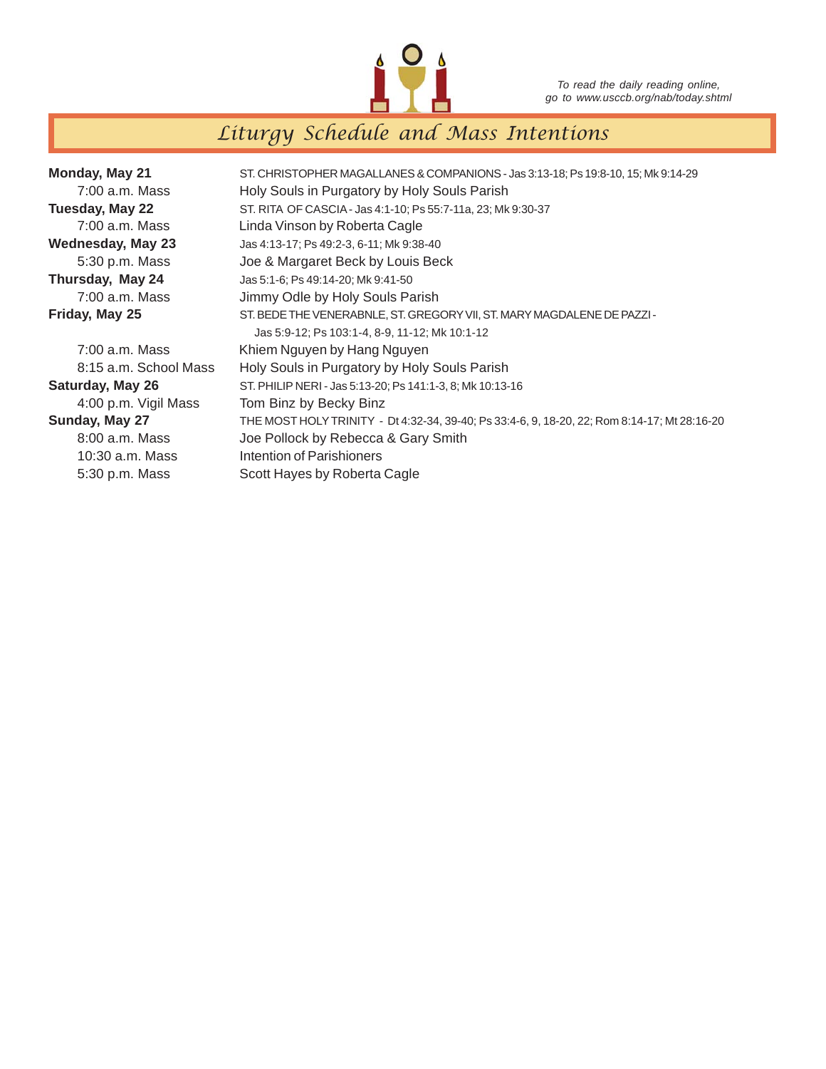*To read the daily reading online, go to www.usccb.org/nab/today.shtml*

# *Liturgy Schedule and Mass Intentions*

**Monday, May 21** — ST. CHRISTOPHER MAGALLANES & COMPANIONS - Jas 3:13-18; Ps 19:8-10, 15; Mk 9:14-29

7:00 a.m. Mass — Holy Souls in Purgatory by Holy Souls Parish

**Tuesday, May 22** — ST. RITA OF CASCIA - Jas 4:1-10; Ps 55:7-11a, 23; Mk 9:30-37

7:00 a.m. Mass — Linda Vinson by Roberta Cagle

**Wednesday, May 23** — Jas 4:13-17; Ps 49:2-3, 6-11; Mk 9:38-40

5:30 p.m. Mass — Joe & Margaret Beck by Louis Beck

**Thursday, May 24** — Jas 5:1-6; Ps 49:14-20; Mk 9:41-50

7:00 a.m. Mass — Jimmy Odle by Holy Souls Parish

**Friday, May 25** — ST. BEDE THE VENERABNLE, ST. GREGORY VII, ST. MARY MAGDALENE DE PAZZI - Jas 5:9-12; Ps 103:1-4, 8-9, 11-12; Mk 10:1-12

7:00 a.m. Mass — Khiem Nguyen by Hang Nguyen

8:15 a.m. School Mass — Holy Souls in Purgatory by Holy Souls Parish

**Saturday, May 26** — ST. PHILIP NERI - Jas 5:13-20; Ps 141:1-3, 8; Mk 10:13-16

4:00 p.m. Vigil Mass — Tom Binz by Becky Binz

**Sunday, May 27** — THE MOST HOLY TRINITY - Dt 4:32-34, 39-40; Ps 33:4-6, 9, 18-20, 22; Rom 8:14-17; Mt 28:16-20

8:00 a.m. Mass — Joe Pollock by Rebecca & Gary Smith

10:30 a.m. Mass — Intention of Parishioners

5:30 p.m. Mass — Scott Hayes by Roberta Cagle